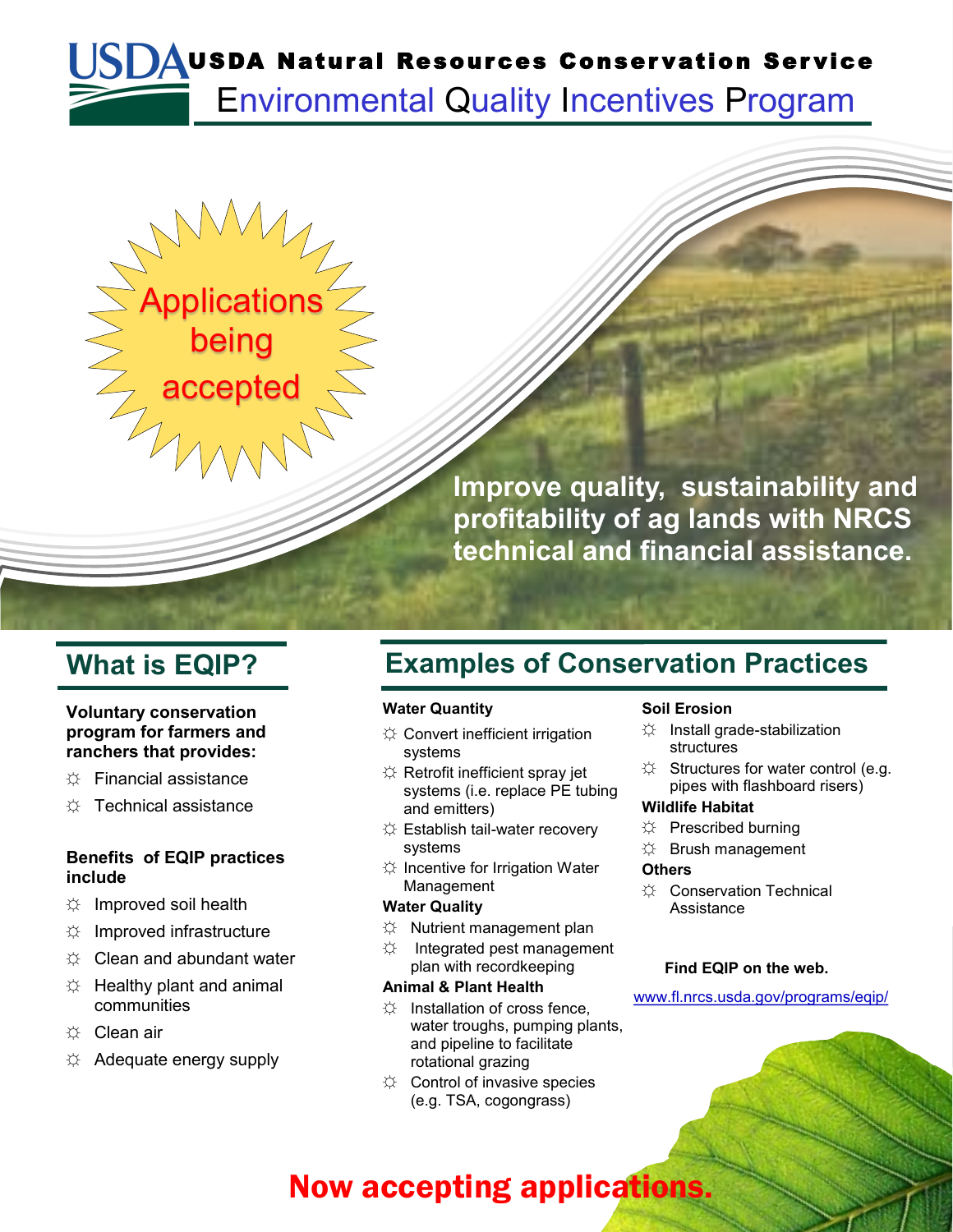# USDA Natural Resources Conservation Service

## Environmental Quality Incentives Program

Applications being accepted

**Improve quality, sustainability and profitability of ag lands with NRCS technical and financial assistance.**

## What is EQIP?

**Voluntary conservation program for farmers and ranchers that provides:**

- Financial assistance
- Technical assistance

**Benefits of EQIP practices include**

- Improved soil health
- Improved infrastructure
- Clean and abundant water
- Healthy plant and animal communities
- Clean air
- Adequate energy supply

## Examples of Conservation Practices

**Water Quantity**

- Convert inefficient irrigation systems
- Retrofit inefficient spray jet systems (i.e. replace PE tubing and emitters)
- Establish tail-water recovery systems
- Incentive for Irrigation Water Management

**Water Quality**

- Nutrient management plan
- Integrated pest management plan with recordkeeping

**Animal & Plant Health**

- Installation of cross fence, water troughs, pumping plants, and pipeline to facilitate rotational grazing
- Control of invasive species (e.g. TSA, cogongrass)

**Soil Erosion**

- Install grade-stabilization structures
- Structures for water control (e.g. pipes with flashboard risers)

**Wildlife Habitat**

- Prescribed burning
- Brush management

**Others**

- Conservation Technical Assistance

**Find EQIP on the web.**

www.fl.nrcs.usda.gov/programs/eqip/

**Now accepting applications.**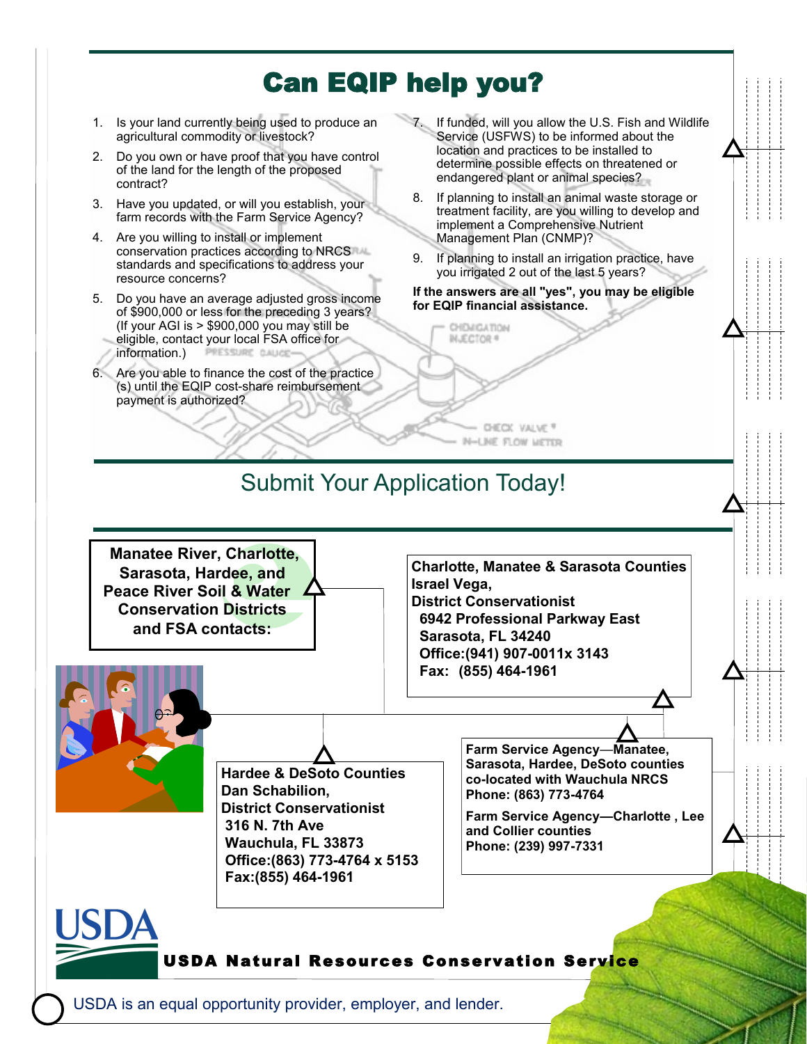# Can EQIP help you?

1. Is your land currently being used to produce an agricultural commodity or livestock?
2. Do you own or have proof that you have control of the land for the length of the proposed contract?
3. Have you updated, or will you establish, your farm records with the Farm Service Agency?
4. Are you willing to install or implement conservation practices according to NRCS standards and specifications to address your resource concerns?
5. Do you have an average adjusted gross income of $900,000 or less for the preceding 3 years? (If your AGI is > $900,000 you may still be eligible, contact your local FSA office for information.)
6. Are you able to finance the cost of the practice (s) until the EQIP cost-share reimbursement payment is authorized?
7. If funded, will you allow the U.S. Fish and Wildlife Service (USFWS) to be informed about the location and practices to be installed to determine possible effects on threatened or endangered plant or animal species?
8. If planning to install an animal waste storage or treatment facility, are you willing to develop and implement a Comprehensive Nutrient Management Plan (CNMP)?
9. If planning to install an irrigation practice, have you irrigated 2 out of the last 5 years?

**If the answers are all "yes", you may be eligible for EQIP financial assistance.**

## Submit Your Application Today!

**Manatee River, Charlotte, Sarasota, Hardee, and Peace River Soil & Water Conservation Districts and FSA contacts:**

**Charlotte, Manatee & Sarasota Counties**
**Israel Vega,**
**District Conservationist**
**6942 Professional Parkway East**
**Sarasota, FL 34240**
**Office:(941) 907-0011x 3143**
**Fax: (855) 464-1961**

**Hardee & DeSoto Counties**
**Dan Schabilion,**
**District Conservationist**
**316 N. 7th Ave**
**Wauchula, FL 33873**
**Office:(863) 773-4764 x 5153**
**Fax:(855) 464-1961**

**Farm Service Agency—Manatee, Sarasota, Hardee, DeSoto counties co-located with Wauchula NRCS**
**Phone: (863) 773-4764**

**Farm Service Agency—Charlotte , Lee and Collier counties**
**Phone: (239) 997-7331**

**USDA Natural Resources Conservation Service**

USDA is an equal opportunity provider, employer, and lender.